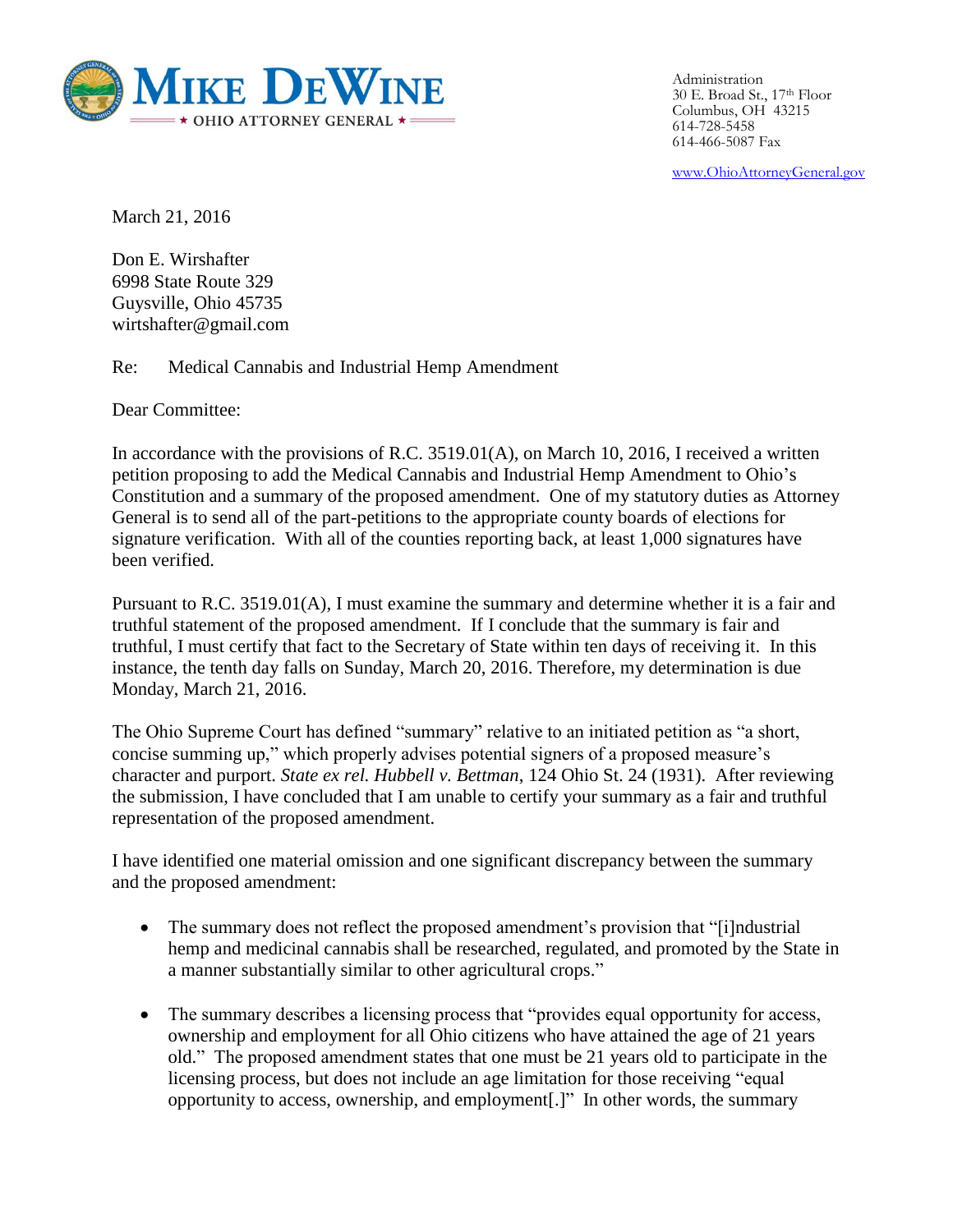**MIKE DEWINE**
★ OHIO ATTORNEY GENERAL ★

Administration
30 E. Broad St., 17th Floor
Columbus, OH 43215
614-728-5458
614-466-5087 Fax

www.OhioAttorneyGeneral.gov

March 21, 2016

Don E. Wirshafter
6998 State Route 329
Guysville, Ohio 45735
wirtshafter@gmail.com

Re: Medical Cannabis and Industrial Hemp Amendment

Dear Committee:

In accordance with the provisions of R.C. 3519.01(A), on March 10, 2016, I received a written petition proposing to add the Medical Cannabis and Industrial Hemp Amendment to Ohio's Constitution and a summary of the proposed amendment. One of my statutory duties as Attorney General is to send all of the part-petitions to the appropriate county boards of elections for signature verification. With all of the counties reporting back, at least 1,000 signatures have been verified.

Pursuant to R.C. 3519.01(A), I must examine the summary and determine whether it is a fair and truthful statement of the proposed amendment. If I conclude that the summary is fair and truthful, I must certify that fact to the Secretary of State within ten days of receiving it. In this instance, the tenth day falls on Sunday, March 20, 2016. Therefore, my determination is due Monday, March 21, 2016.

The Ohio Supreme Court has defined "summary" relative to an initiated petition as "a short, concise summing up," which properly advises potential signers of a proposed measure's character and purport. *State ex rel. Hubbell v. Bettman*, 124 Ohio St. 24 (1931). After reviewing the submission, I have concluded that I am unable to certify your summary as a fair and truthful representation of the proposed amendment.

I have identified one material omission and one significant discrepancy between the summary and the proposed amendment:

- The summary does not reflect the proposed amendment's provision that "[i]ndustrial hemp and medicinal cannabis shall be researched, regulated, and promoted by the State in a manner substantially similar to other agricultural crops."

- The summary describes a licensing process that "provides equal opportunity for access, ownership and employment for all Ohio citizens who have attained the age of 21 years old." The proposed amendment states that one must be 21 years old to participate in the licensing process, but does not include an age limitation for those receiving "equal opportunity to access, ownership, and employment[.]" In other words, the summary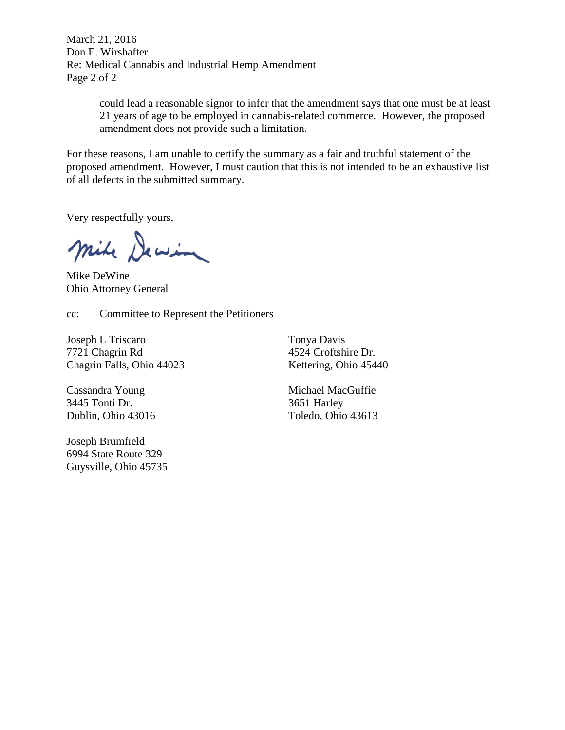could lead a reasonable signor to infer that the amendment says that one must be at least 21 years of age to be employed in cannabis-related commerce. However, the proposed amendment does not provide such a limitation.

For these reasons, I am unable to certify the summary as a fair and truthful statement of the proposed amendment. However, I must caution that this is not intended to be an exhaustive list of all defects in the submitted summary.

Very respectfully yours,

Mike DeWine
Ohio Attorney General

cc: Committee to Represent the Petitioners

Joseph L Triscaro
7721 Chagrin Rd
Chagrin Falls, Ohio 44023

Cassandra Young
3445 Tonti Dr.
Dublin, Ohio 43016

Joseph Brumfield
6994 State Route 329
Guysville, Ohio 45735

Tonya Davis
4524 Croftshire Dr.
Kettering, Ohio 45440

Michael MacGuffie
3651 Harley
Toledo, Ohio 43613